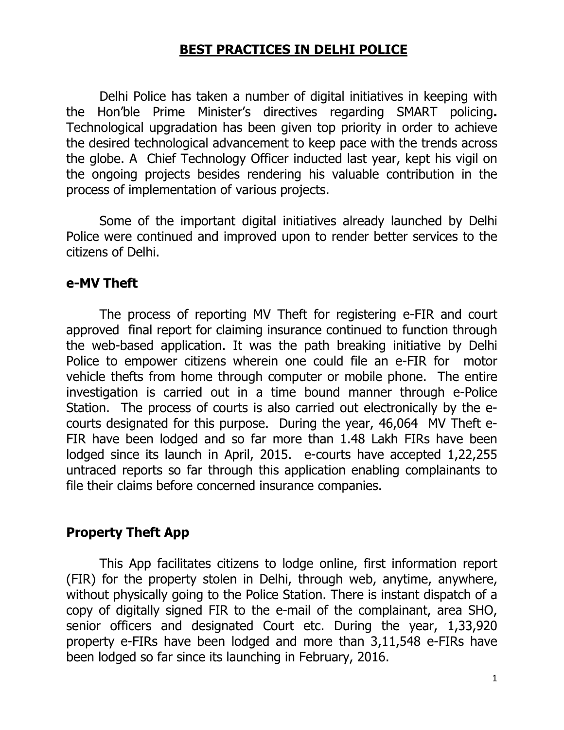# BEST PRACTICES IN DELHI POLICE

Delhi Police has taken a number of digital initiatives in keeping with the Hon'ble Prime Minister's directives regarding SMART policing**.** Technological upgradation has been given top priority in order to achieve the desired technological advancement to keep pace with the trends across the globe. A Chief Technology Officer inducted last year, kept his vigil on the ongoing projects besides rendering his valuable contribution in the process of implementation of various projects.

Some of the important digital initiatives already launched by Delhi Police were continued and improved upon to render better services to the citizens of Delhi.

## e-MV Theft

The process of reporting MV Theft for registering e-FIR and court approved final report for claiming insurance continued to function through the web-based application. It was the path breaking initiative by Delhi Police to empower citizens wherein one could file an e-FIR for motor vehicle thefts from home through computer or mobile phone. The entire investigation is carried out in a time bound manner through e-Police Station. The process of courts is also carried out electronically by the e-courts designated for this purpose. During the year, 46,064 MV Theft e-FIR have been lodged and so far more than 1.48 Lakh FIRs have been lodged since its launch in April, 2015. e-courts have accepted 1,22,255 untraced reports so far through this application enabling complainants to file their claims before concerned insurance companies.

## Property Theft App

This App facilitates citizens to lodge online, first information report (FIR) for the property stolen in Delhi, through web, anytime, anywhere, without physically going to the Police Station. There is instant dispatch of a copy of digitally signed FIR to the e-mail of the complainant, area SHO, senior officers and designated Court etc. During the year, 1,33,920 property e-FIRs have been lodged and more than 3,11,548 e-FIRs have been lodged so far since its launching in February, 2016.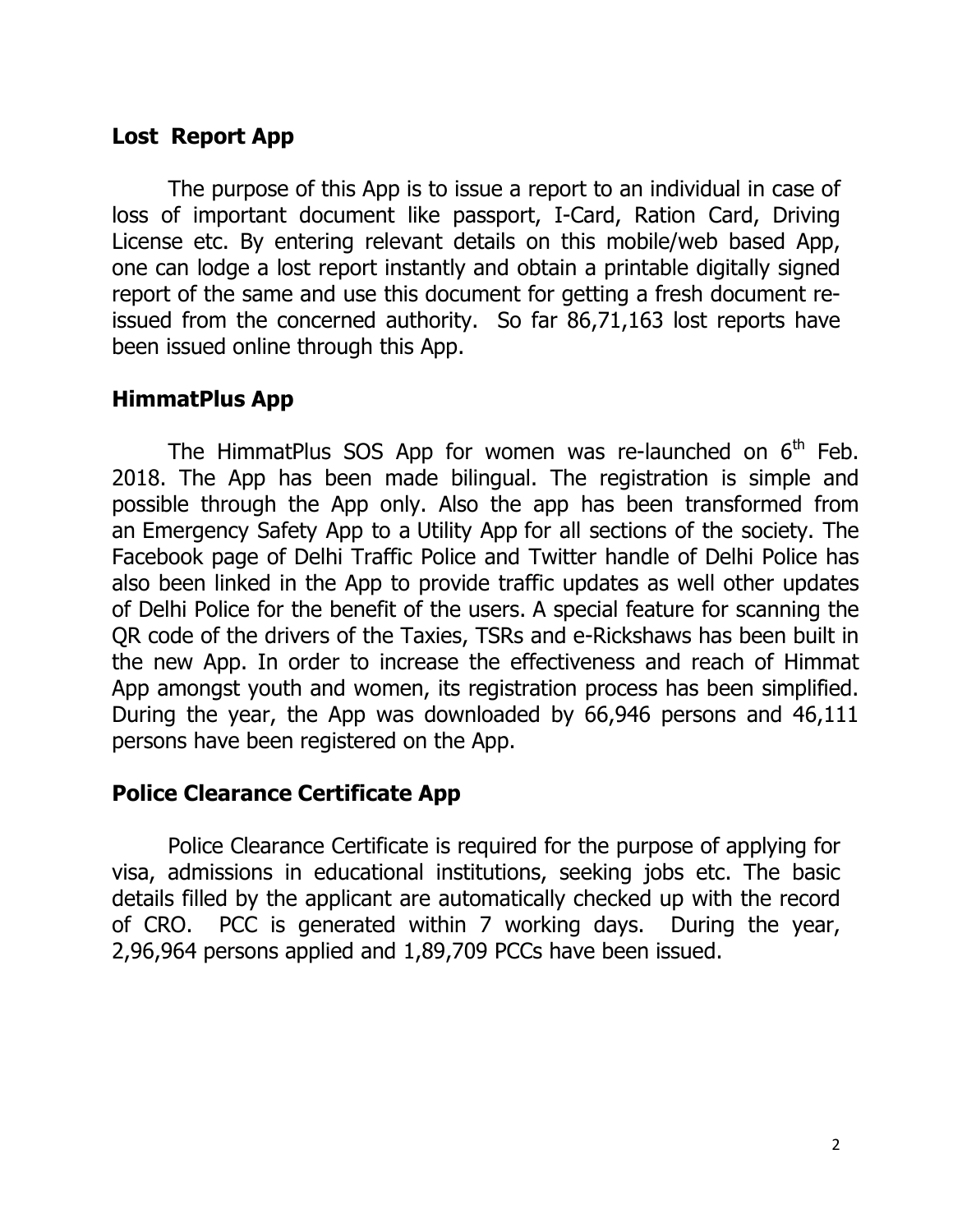## Lost Report App

The purpose of this App is to issue a report to an individual in case of loss of important document like passport, I-Card, Ration Card, Driving License etc. By entering relevant details on this mobile/web based App, one can lodge a lost report instantly and obtain a printable digitally signed report of the same and use this document for getting a fresh document re-issued from the concerned authority. So far 86,71,163 lost reports have been issued online through this App.

## HimmatPlus App

The HimmatPlus SOS App for women was re-launched on 6th Feb. 2018. The App has been made bilingual. The registration is simple and possible through the App only. Also the app has been transformed from an Emergency Safety App to a Utility App for all sections of the society. The Facebook page of Delhi Traffic Police and Twitter handle of Delhi Police has also been linked in the App to provide traffic updates as well other updates of Delhi Police for the benefit of the users. A special feature for scanning the QR code of the drivers of the Taxies, TSRs and e-Rickshaws has been built in the new App. In order to increase the effectiveness and reach of Himmat App amongst youth and women, its registration process has been simplified. During the year, the App was downloaded by 66,946 persons and 46,111 persons have been registered on the App.

## Police Clearance Certificate App

Police Clearance Certificate is required for the purpose of applying for visa, admissions in educational institutions, seeking jobs etc. The basic details filled by the applicant are automatically checked up with the record of CRO. PCC is generated within 7 working days. During the year, 2,96,964 persons applied and 1,89,709 PCCs have been issued.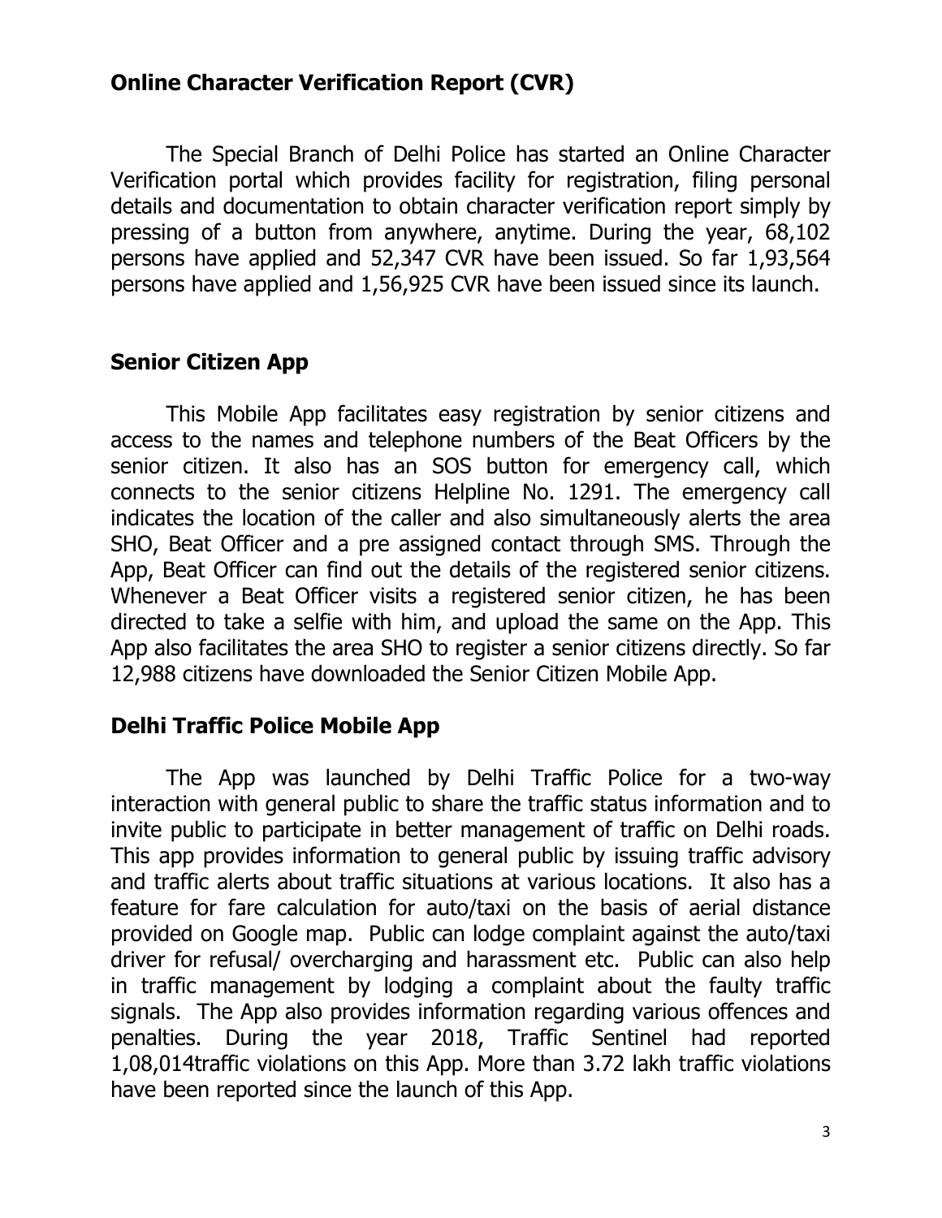## Online Character Verification Report (CVR)

The Special Branch of Delhi Police has started an Online Character Verification portal which provides facility for registration, filing personal details and documentation to obtain character verification report simply by pressing of a button from anywhere, anytime. During the year, 68,102 persons have applied and 52,347 CVR have been issued. So far 1,93,564 persons have applied and 1,56,925 CVR have been issued since its launch.

## Senior Citizen App

This Mobile App facilitates easy registration by senior citizens and access to the names and telephone numbers of the Beat Officers by the senior citizen. It also has an SOS button for emergency call, which connects to the senior citizens Helpline No. 1291. The emergency call indicates the location of the caller and also simultaneously alerts the area SHO, Beat Officer and a pre assigned contact through SMS. Through the App, Beat Officer can find out the details of the registered senior citizens. Whenever a Beat Officer visits a registered senior citizen, he has been directed to take a selfie with him, and upload the same on the App. This App also facilitates the area SHO to register a senior citizens directly. So far 12,988 citizens have downloaded the Senior Citizen Mobile App.

## Delhi Traffic Police Mobile App

The App was launched by Delhi Traffic Police for a two-way interaction with general public to share the traffic status information and to invite public to participate in better management of traffic on Delhi roads. This app provides information to general public by issuing traffic advisory and traffic alerts about traffic situations at various locations. It also has a feature for fare calculation for auto/taxi on the basis of aerial distance provided on Google map. Public can lodge complaint against the auto/taxi driver for refusal/ overcharging and harassment etc. Public can also help in traffic management by lodging a complaint about the faulty traffic signals. The App also provides information regarding various offences and penalties. During the year 2018, Traffic Sentinel had reported 1,08,014traffic violations on this App. More than 3.72 lakh traffic violations have been reported since the launch of this App.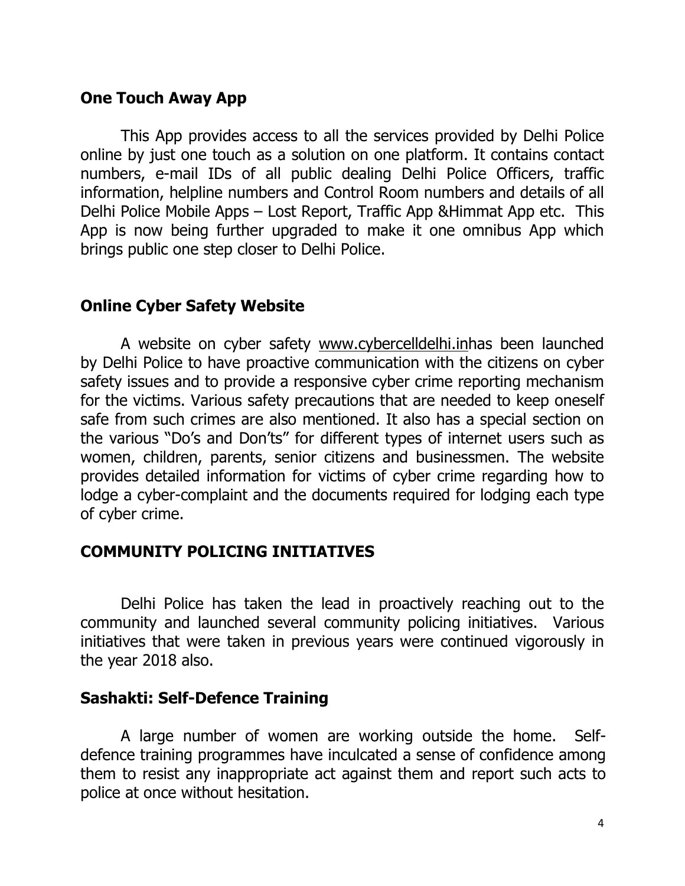## One Touch Away App

This App provides access to all the services provided by Delhi Police online by just one touch as a solution on one platform. It contains contact numbers, e-mail IDs of all public dealing Delhi Police Officers, traffic information, helpline numbers and Control Room numbers and details of all Delhi Police Mobile Apps – Lost Report, Traffic App &Himmat App etc. This App is now being further upgraded to make it one omnibus App which brings public one step closer to Delhi Police.

## Online Cyber Safety Website

A website on cyber safety www.cybercelldelhi.inhas been launched by Delhi Police to have proactive communication with the citizens on cyber safety issues and to provide a responsive cyber crime reporting mechanism for the victims. Various safety precautions that are needed to keep oneself safe from such crimes are also mentioned. It also has a special section on the various "Do's and Don'ts" for different types of internet users such as women, children, parents, senior citizens and businessmen. The website provides detailed information for victims of cyber crime regarding how to lodge a cyber-complaint and the documents required for lodging each type of cyber crime.

# COMMUNITY POLICING INITIATIVES

Delhi Police has taken the lead in proactively reaching out to the community and launched several community policing initiatives. Various initiatives that were taken in previous years were continued vigorously in the year 2018 also.

## Sashakti: Self-Defence Training

A large number of women are working outside the home. Self-defence training programmes have inculcated a sense of confidence among them to resist any inappropriate act against them and report such acts to police at once without hesitation.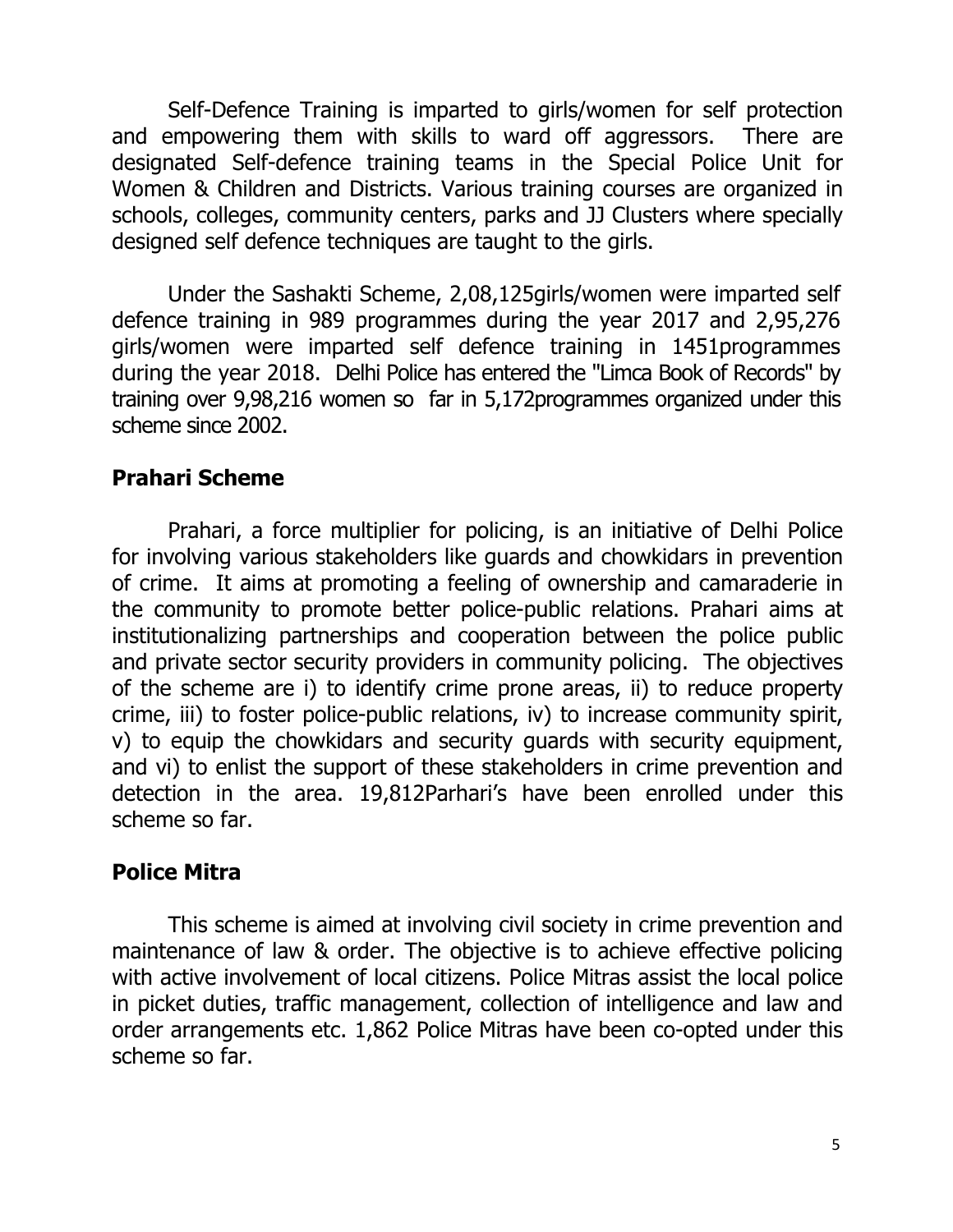Self-Defence Training is imparted to girls/women for self protection and empowering them with skills to ward off aggressors. There are designated Self-defence training teams in the Special Police Unit for Women & Children and Districts. Various training courses are organized in schools, colleges, community centers, parks and JJ Clusters where specially designed self defence techniques are taught to the girls.

Under the Sashakti Scheme, 2,08,125girls/women were imparted self defence training in 989 programmes during the year 2017 and 2,95,276 girls/women were imparted self defence training in 1451programmes during the year 2018. Delhi Police has entered the "Limca Book of Records" by training over 9,98,216 women so far in 5,172programmes organized under this scheme since 2002.

## Prahari Scheme

Prahari, a force multiplier for policing, is an initiative of Delhi Police for involving various stakeholders like guards and chowkidars in prevention of crime. It aims at promoting a feeling of ownership and camaraderie in the community to promote better police-public relations. Prahari aims at institutionalizing partnerships and cooperation between the police public and private sector security providers in community policing. The objectives of the scheme are i) to identify crime prone areas, ii) to reduce property crime, iii) to foster police-public relations, iv) to increase community spirit, v) to equip the chowkidars and security guards with security equipment, and vi) to enlist the support of these stakeholders in crime prevention and detection in the area. 19,812Parhari's have been enrolled under this scheme so far.

## Police Mitra

This scheme is aimed at involving civil society in crime prevention and maintenance of law & order. The objective is to achieve effective policing with active involvement of local citizens. Police Mitras assist the local police in picket duties, traffic management, collection of intelligence and law and order arrangements etc. 1,862 Police Mitras have been co-opted under this scheme so far.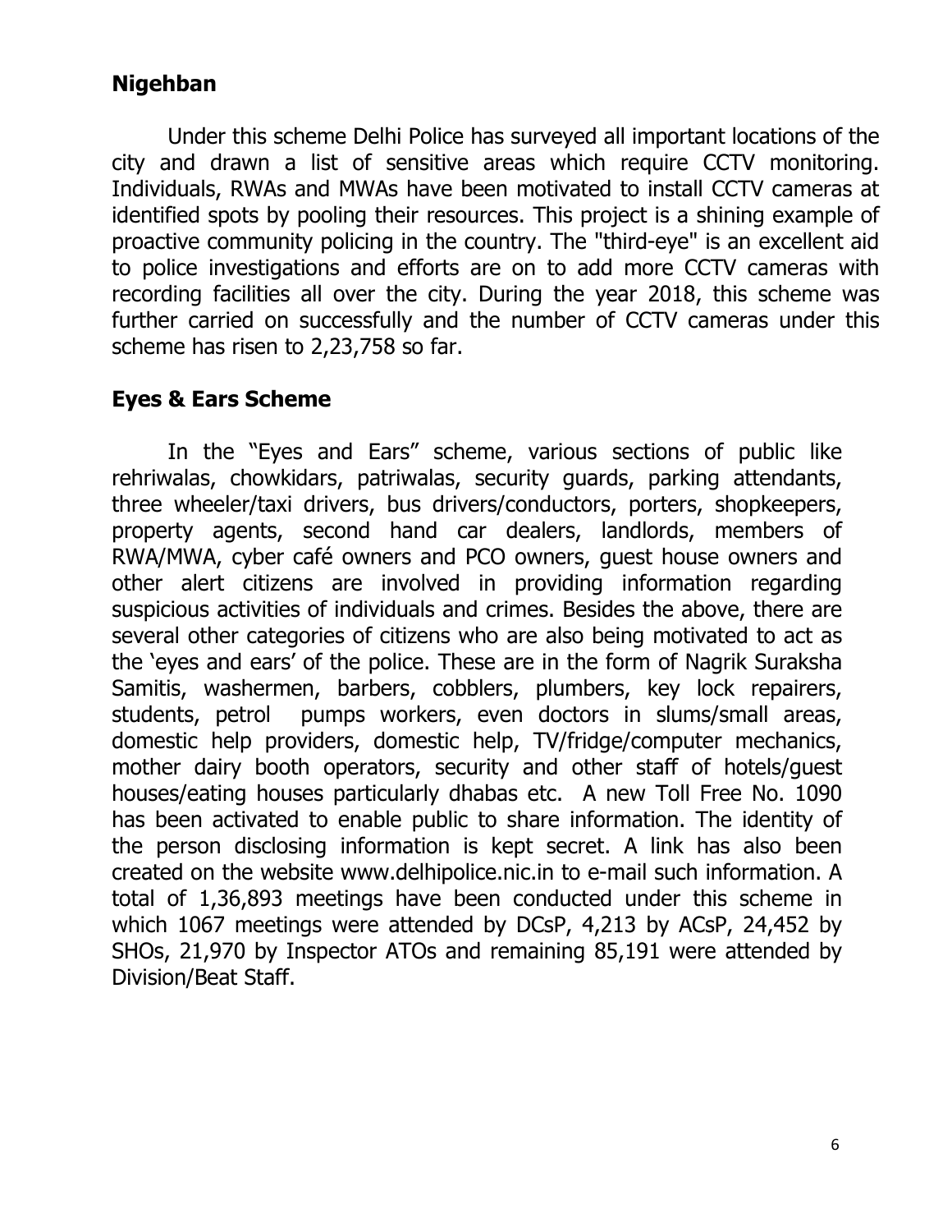## Nigehban

Under this scheme Delhi Police has surveyed all important locations of the city and drawn a list of sensitive areas which require CCTV monitoring. Individuals, RWAs and MWAs have been motivated to install CCTV cameras at identified spots by pooling their resources. This project is a shining example of proactive community policing in the country. The "third-eye" is an excellent aid to police investigations and efforts are on to add more CCTV cameras with recording facilities all over the city. During the year 2018, this scheme was further carried on successfully and the number of CCTV cameras under this scheme has risen to 2,23,758 so far.

## Eyes & Ears Scheme

In the "Eyes and Ears" scheme, various sections of public like rehriwalas, chowkidars, patriwalas, security guards, parking attendants, three wheeler/taxi drivers, bus drivers/conductors, porters, shopkeepers, property agents, second hand car dealers, landlords, members of RWA/MWA, cyber café owners and PCO owners, guest house owners and other alert citizens are involved in providing information regarding suspicious activities of individuals and crimes. Besides the above, there are several other categories of citizens who are also being motivated to act as the 'eyes and ears' of the police. These are in the form of Nagrik Suraksha Samitis, washermen, barbers, cobblers, plumbers, key lock repairers, students, petrol pumps workers, even doctors in slums/small areas, domestic help providers, domestic help, TV/fridge/computer mechanics, mother dairy booth operators, security and other staff of hotels/guest houses/eating houses particularly dhabas etc. A new Toll Free No. 1090 has been activated to enable public to share information. The identity of the person disclosing information is kept secret. A link has also been created on the website www.delhipolice.nic.in to e-mail such information. A total of 1,36,893 meetings have been conducted under this scheme in which 1067 meetings were attended by DCsP, 4,213 by ACsP, 24,452 by SHOs, 21,970 by Inspector ATOs and remaining 85,191 were attended by Division/Beat Staff.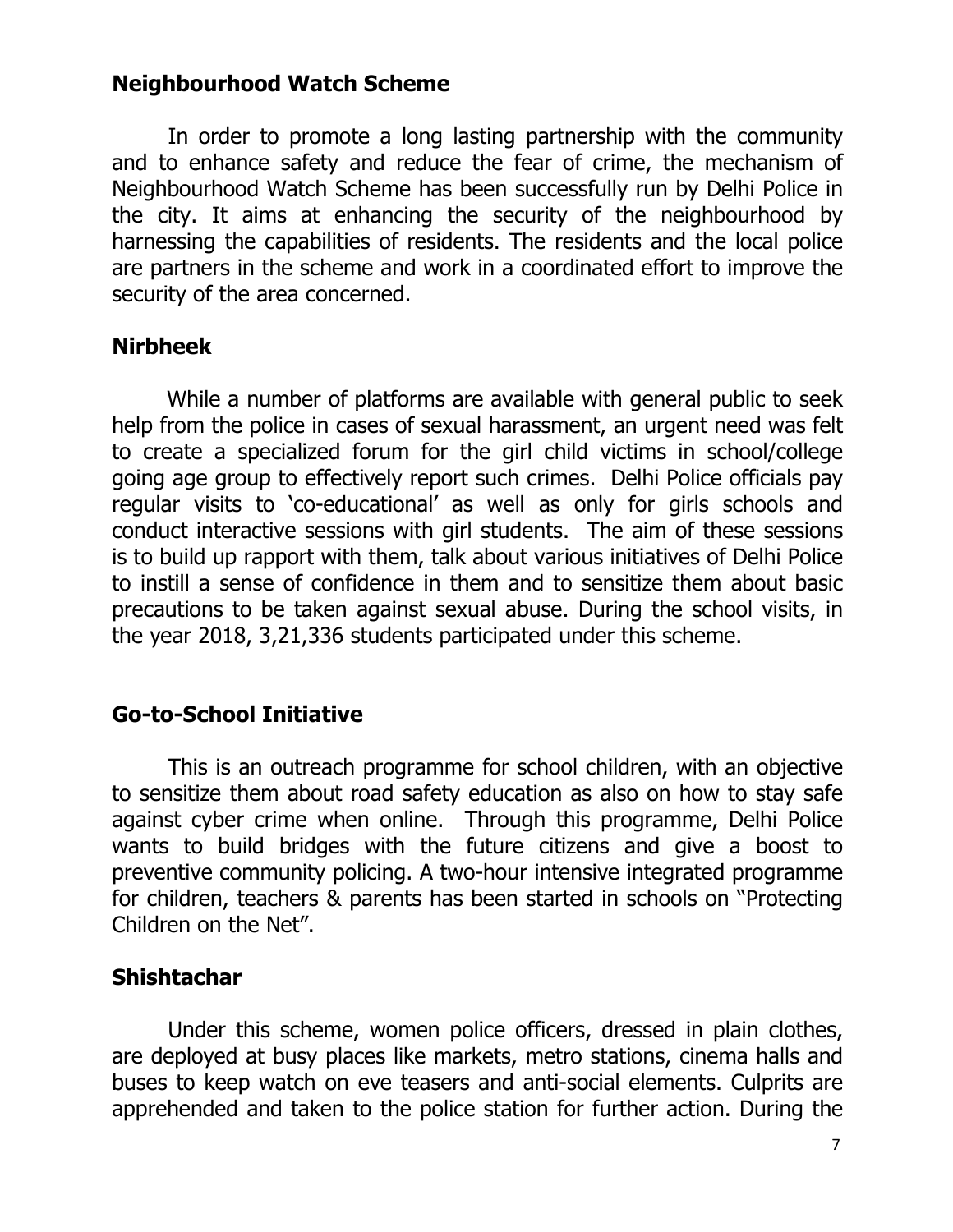## Neighbourhood Watch Scheme

In order to promote a long lasting partnership with the community and to enhance safety and reduce the fear of crime, the mechanism of Neighbourhood Watch Scheme has been successfully run by Delhi Police in the city. It aims at enhancing the security of the neighbourhood by harnessing the capabilities of residents. The residents and the local police are partners in the scheme and work in a coordinated effort to improve the security of the area concerned.

## Nirbheek

While a number of platforms are available with general public to seek help from the police in cases of sexual harassment, an urgent need was felt to create a specialized forum for the girl child victims in school/college going age group to effectively report such crimes. Delhi Police officials pay regular visits to 'co-educational' as well as only for girls schools and conduct interactive sessions with girl students. The aim of these sessions is to build up rapport with them, talk about various initiatives of Delhi Police to instill a sense of confidence in them and to sensitize them about basic precautions to be taken against sexual abuse. During the school visits, in the year 2018, 3,21,336 students participated under this scheme.

## Go-to-School Initiative

This is an outreach programme for school children, with an objective to sensitize them about road safety education as also on how to stay safe against cyber crime when online. Through this programme, Delhi Police wants to build bridges with the future citizens and give a boost to preventive community policing. A two-hour intensive integrated programme for children, teachers & parents has been started in schools on "Protecting Children on the Net".

## Shishtachar

Under this scheme, women police officers, dressed in plain clothes, are deployed at busy places like markets, metro stations, cinema halls and buses to keep watch on eve teasers and anti-social elements. Culprits are apprehended and taken to the police station for further action. During the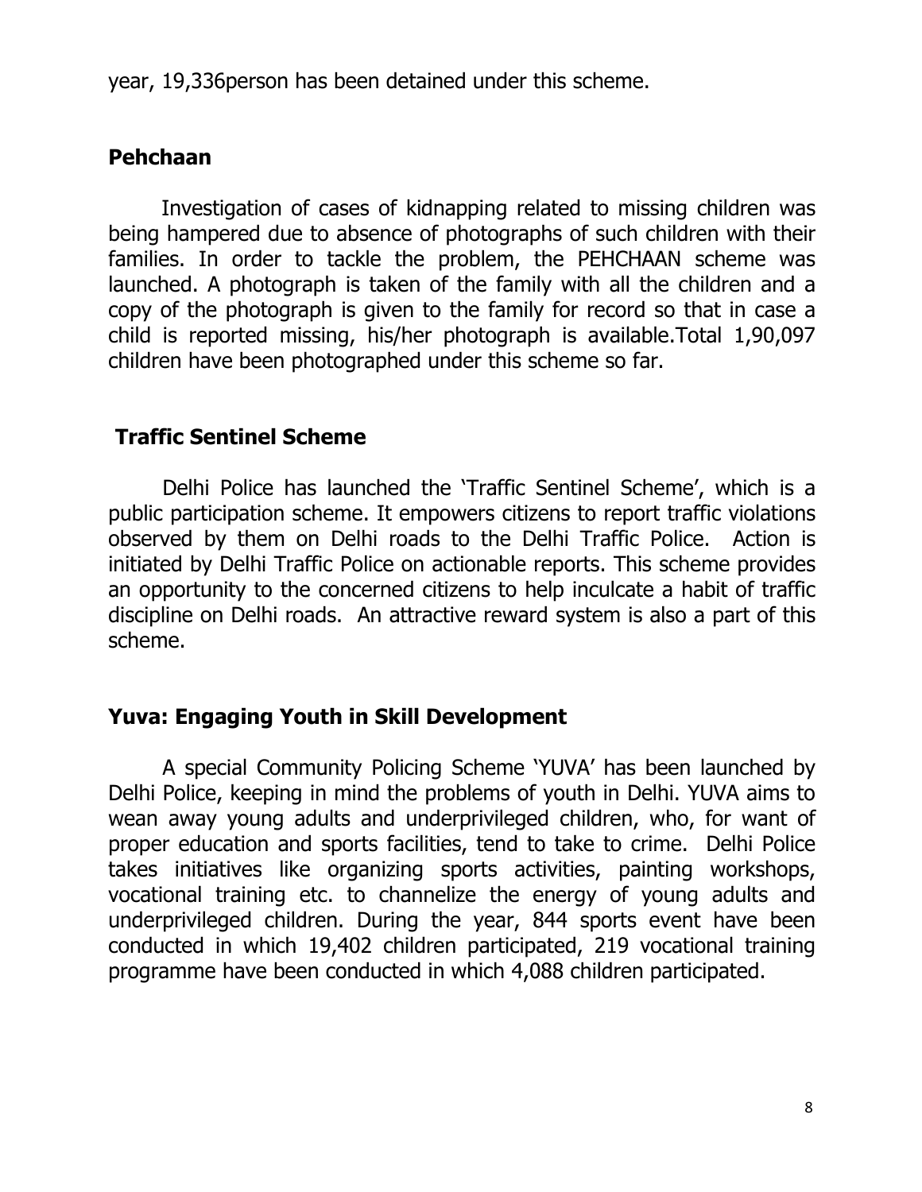year, 19,336person has been detained under this scheme.

## Pehchaan

Investigation of cases of kidnapping related to missing children was being hampered due to absence of photographs of such children with their families. In order to tackle the problem, the PEHCHAAN scheme was launched. A photograph is taken of the family with all the children and a copy of the photograph is given to the family for record so that in case a child is reported missing, his/her photograph is available.Total 1,90,097 children have been photographed under this scheme so far.

## Traffic Sentinel Scheme

Delhi Police has launched the 'Traffic Sentinel Scheme', which is a public participation scheme. It empowers citizens to report traffic violations observed by them on Delhi roads to the Delhi Traffic Police. Action is initiated by Delhi Traffic Police on actionable reports. This scheme provides an opportunity to the concerned citizens to help inculcate a habit of traffic discipline on Delhi roads. An attractive reward system is also a part of this scheme.

## Yuva: Engaging Youth in Skill Development

A special Community Policing Scheme 'YUVA' has been launched by Delhi Police, keeping in mind the problems of youth in Delhi. YUVA aims to wean away young adults and underprivileged children, who, for want of proper education and sports facilities, tend to take to crime. Delhi Police takes initiatives like organizing sports activities, painting workshops, vocational training etc. to channelize the energy of young adults and underprivileged children. During the year, 844 sports event have been conducted in which 19,402 children participated, 219 vocational training programme have been conducted in which 4,088 children participated.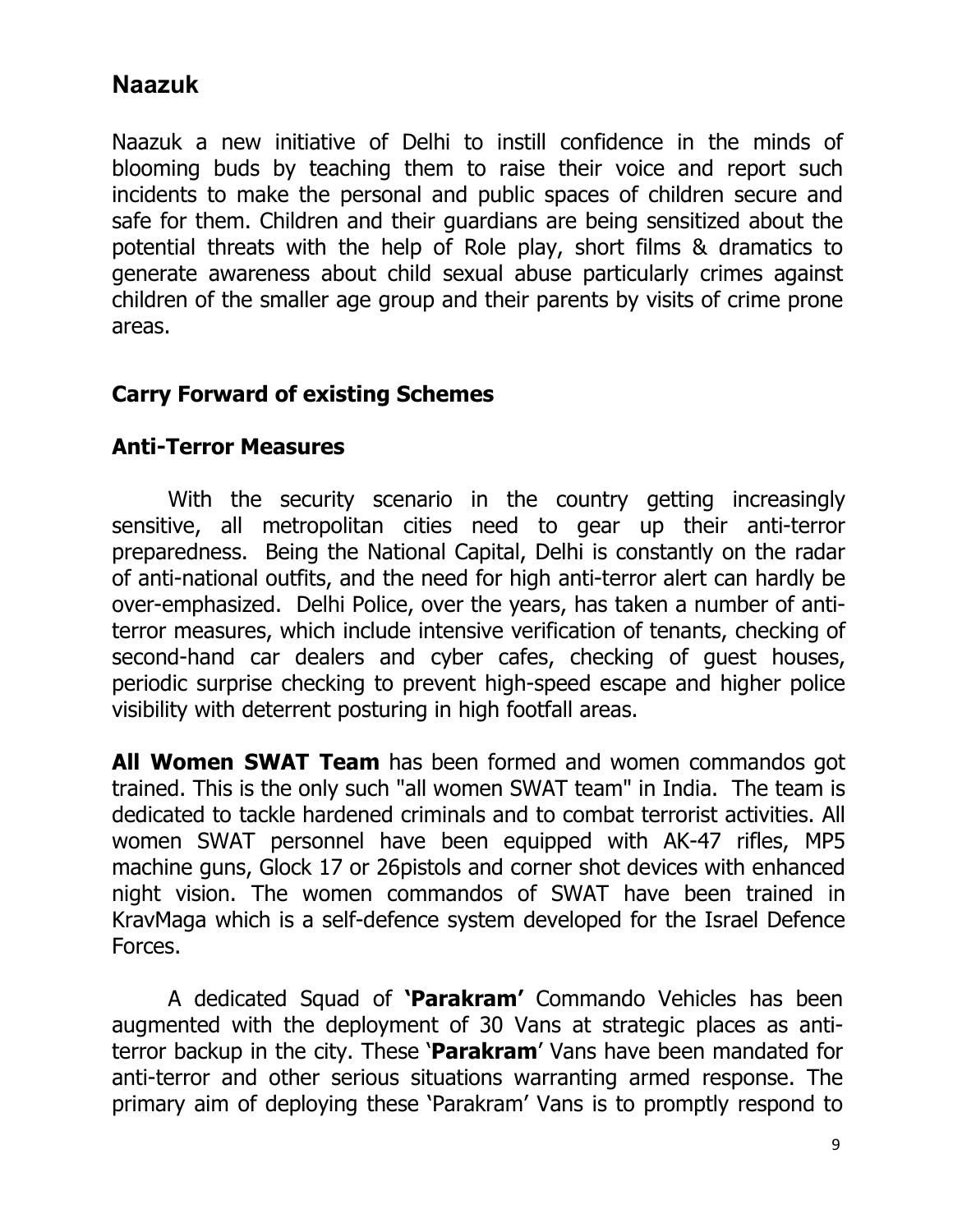## Naazuk

Naazuk a new initiative of Delhi to instill confidence in the minds of blooming buds by teaching them to raise their voice and report such incidents to make the personal and public spaces of children secure and safe for them. Children and their guardians are being sensitized about the potential threats with the help of Role play, short films & dramatics to generate awareness about child sexual abuse particularly crimes against children of the smaller age group and their parents by visits of crime prone areas.

### Carry Forward of existing Schemes

### Anti-Terror Measures

With the security scenario in the country getting increasingly sensitive, all metropolitan cities need to gear up their anti-terror preparedness. Being the National Capital, Delhi is constantly on the radar of anti-national outfits, and the need for high anti-terror alert can hardly be over-emphasized. Delhi Police, over the years, has taken a number of anti-terror measures, which include intensive verification of tenants, checking of second-hand car dealers and cyber cafes, checking of guest houses, periodic surprise checking to prevent high-speed escape and higher police visibility with deterrent posturing in high footfall areas.

**All Women SWAT Team** has been formed and women commandos got trained. This is the only such "all women SWAT team" in India. The team is dedicated to tackle hardened criminals and to combat terrorist activities. All women SWAT personnel have been equipped with AK-47 rifles, MP5 machine guns, Glock 17 or 26pistols and corner shot devices with enhanced night vision. The women commandos of SWAT have been trained in KravMaga which is a self-defence system developed for the Israel Defence Forces.

A dedicated Squad of **'Parakram'** Commando Vehicles has been augmented with the deployment of 30 Vans at strategic places as anti-terror backup in the city. These '**Parakram**' Vans have been mandated for anti-terror and other serious situations warranting armed response. The primary aim of deploying these 'Parakram' Vans is to promptly respond to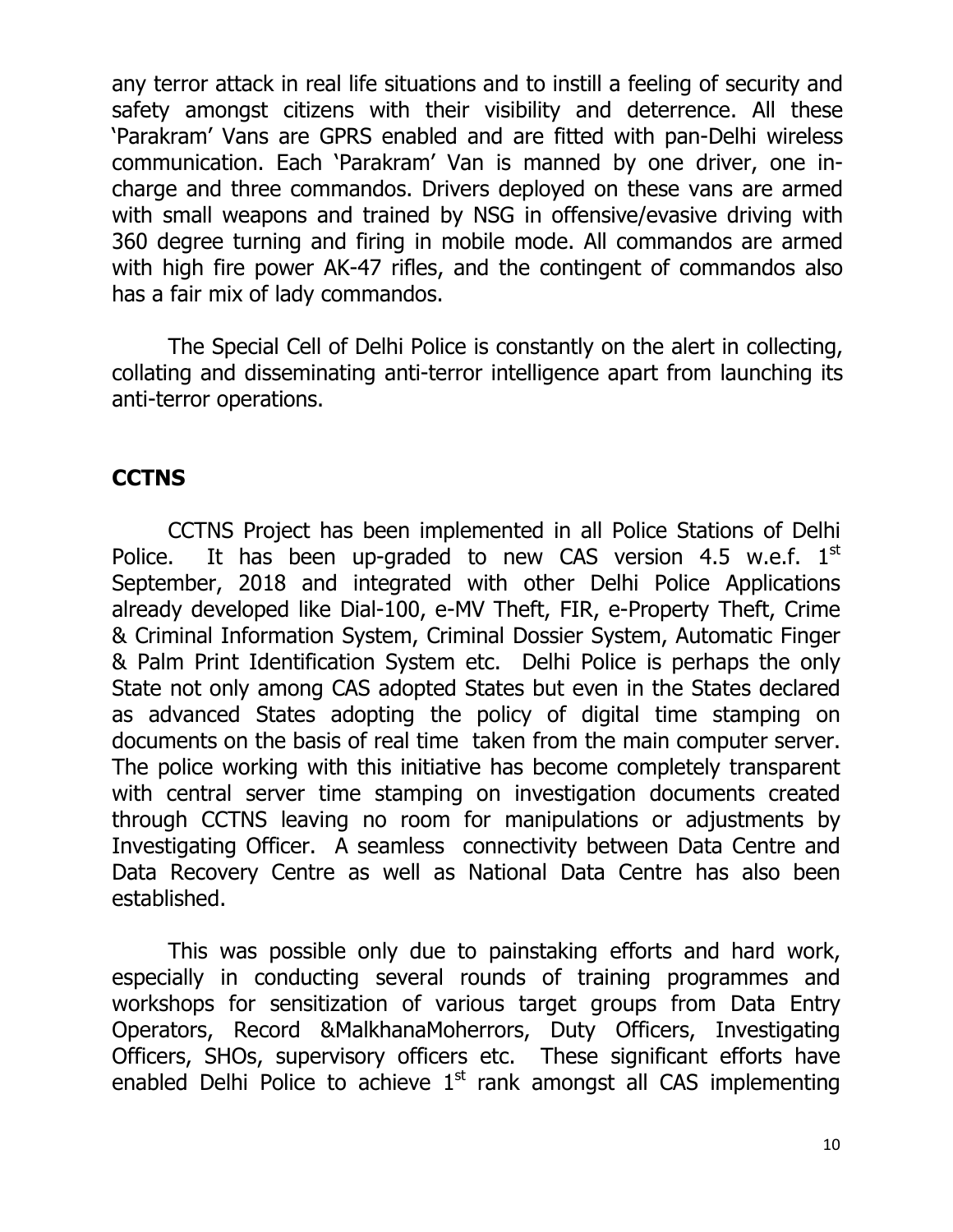any terror attack in real life situations and to instill a feeling of security and safety amongst citizens with their visibility and deterrence. All these 'Parakram' Vans are GPRS enabled and are fitted with pan-Delhi wireless communication. Each 'Parakram' Van is manned by one driver, one in-charge and three commandos. Drivers deployed on these vans are armed with small weapons and trained by NSG in offensive/evasive driving with 360 degree turning and firing in mobile mode. All commandos are armed with high fire power AK-47 rifles, and the contingent of commandos also has a fair mix of lady commandos.

The Special Cell of Delhi Police is constantly on the alert in collecting, collating and disseminating anti-terror intelligence apart from launching its anti-terror operations.

## CCTNS

CCTNS Project has been implemented in all Police Stations of Delhi Police. It has been up-graded to new CAS version 4.5 w.e.f. 1st September, 2018 and integrated with other Delhi Police Applications already developed like Dial-100, e-MV Theft, FIR, e-Property Theft, Crime & Criminal Information System, Criminal Dossier System, Automatic Finger & Palm Print Identification System etc. Delhi Police is perhaps the only State not only among CAS adopted States but even in the States declared as advanced States adopting the policy of digital time stamping on documents on the basis of real time taken from the main computer server. The police working with this initiative has become completely transparent with central server time stamping on investigation documents created through CCTNS leaving no room for manipulations or adjustments by Investigating Officer. A seamless connectivity between Data Centre and Data Recovery Centre as well as National Data Centre has also been established.

This was possible only due to painstaking efforts and hard work, especially in conducting several rounds of training programmes and workshops for sensitization of various target groups from Data Entry Operators, Record &MalkhanaMoherrors, Duty Officers, Investigating Officers, SHOs, supervisory officers etc. These significant efforts have enabled Delhi Police to achieve 1st rank amongst all CAS implementing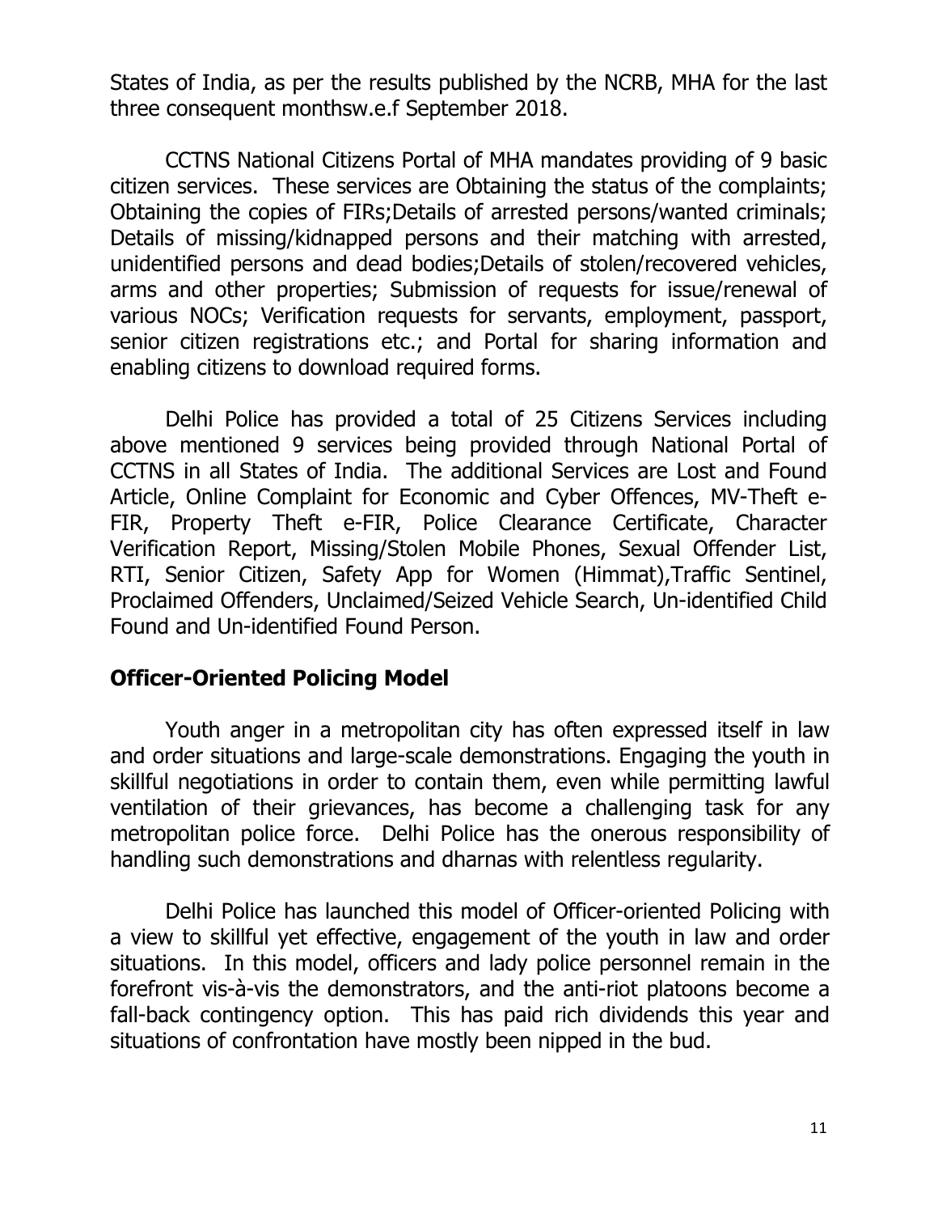States of India, as per the results published by the NCRB, MHA for the last three consequent monthsw.e.f September 2018.

CCTNS National Citizens Portal of MHA mandates providing of 9 basic citizen services. These services are Obtaining the status of the complaints; Obtaining the copies of FIRs;Details of arrested persons/wanted criminals; Details of missing/kidnapped persons and their matching with arrested, unidentified persons and dead bodies;Details of stolen/recovered vehicles, arms and other properties; Submission of requests for issue/renewal of various NOCs; Verification requests for servants, employment, passport, senior citizen registrations etc.; and Portal for sharing information and enabling citizens to download required forms.

Delhi Police has provided a total of 25 Citizens Services including above mentioned 9 services being provided through National Portal of CCTNS in all States of India. The additional Services are Lost and Found Article, Online Complaint for Economic and Cyber Offences, MV-Theft e-FIR, Property Theft e-FIR, Police Clearance Certificate, Character Verification Report, Missing/Stolen Mobile Phones, Sexual Offender List, RTI, Senior Citizen, Safety App for Women (Himmat),Traffic Sentinel, Proclaimed Offenders, Unclaimed/Seized Vehicle Search, Un-identified Child Found and Un-identified Found Person.

## Officer-Oriented Policing Model

Youth anger in a metropolitan city has often expressed itself in law and order situations and large-scale demonstrations. Engaging the youth in skillful negotiations in order to contain them, even while permitting lawful ventilation of their grievances, has become a challenging task for any metropolitan police force. Delhi Police has the onerous responsibility of handling such demonstrations and dharnas with relentless regularity.

Delhi Police has launched this model of Officer-oriented Policing with a view to skillful yet effective, engagement of the youth in law and order situations. In this model, officers and lady police personnel remain in the forefront vis-à-vis the demonstrators, and the anti-riot platoons become a fall-back contingency option. This has paid rich dividends this year and situations of confrontation have mostly been nipped in the bud.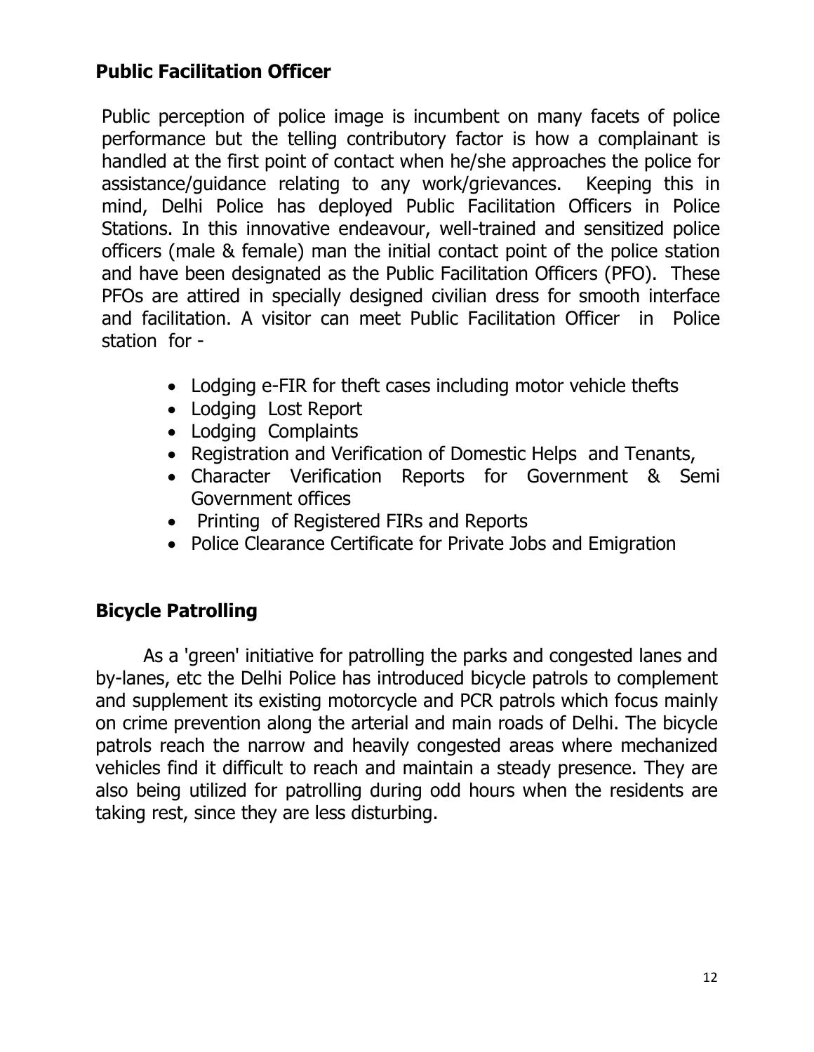## Public Facilitation Officer

Public perception of police image is incumbent on many facets of police performance but the telling contributory factor is how a complainant is handled at the first point of contact when he/she approaches the police for assistance/guidance relating to any work/grievances. Keeping this in mind, Delhi Police has deployed Public Facilitation Officers in Police Stations. In this innovative endeavour, well-trained and sensitized police officers (male & female) man the initial contact point of the police station and have been designated as the Public Facilitation Officers (PFO). These PFOs are attired in specially designed civilian dress for smooth interface and facilitation. A visitor can meet Public Facilitation Officer in Police station for -

- Lodging e-FIR for theft cases including motor vehicle thefts
- Lodging Lost Report
- Lodging Complaints
- Registration and Verification of Domestic Helps and Tenants,
- Character Verification Reports for Government & Semi Government offices
- Printing of Registered FIRs and Reports
- Police Clearance Certificate for Private Jobs and Emigration

## Bicycle Patrolling

As a 'green' initiative for patrolling the parks and congested lanes and by-lanes, etc the Delhi Police has introduced bicycle patrols to complement and supplement its existing motorcycle and PCR patrols which focus mainly on crime prevention along the arterial and main roads of Delhi. The bicycle patrols reach the narrow and heavily congested areas where mechanized vehicles find it difficult to reach and maintain a steady presence. They are also being utilized for patrolling during odd hours when the residents are taking rest, since they are less disturbing.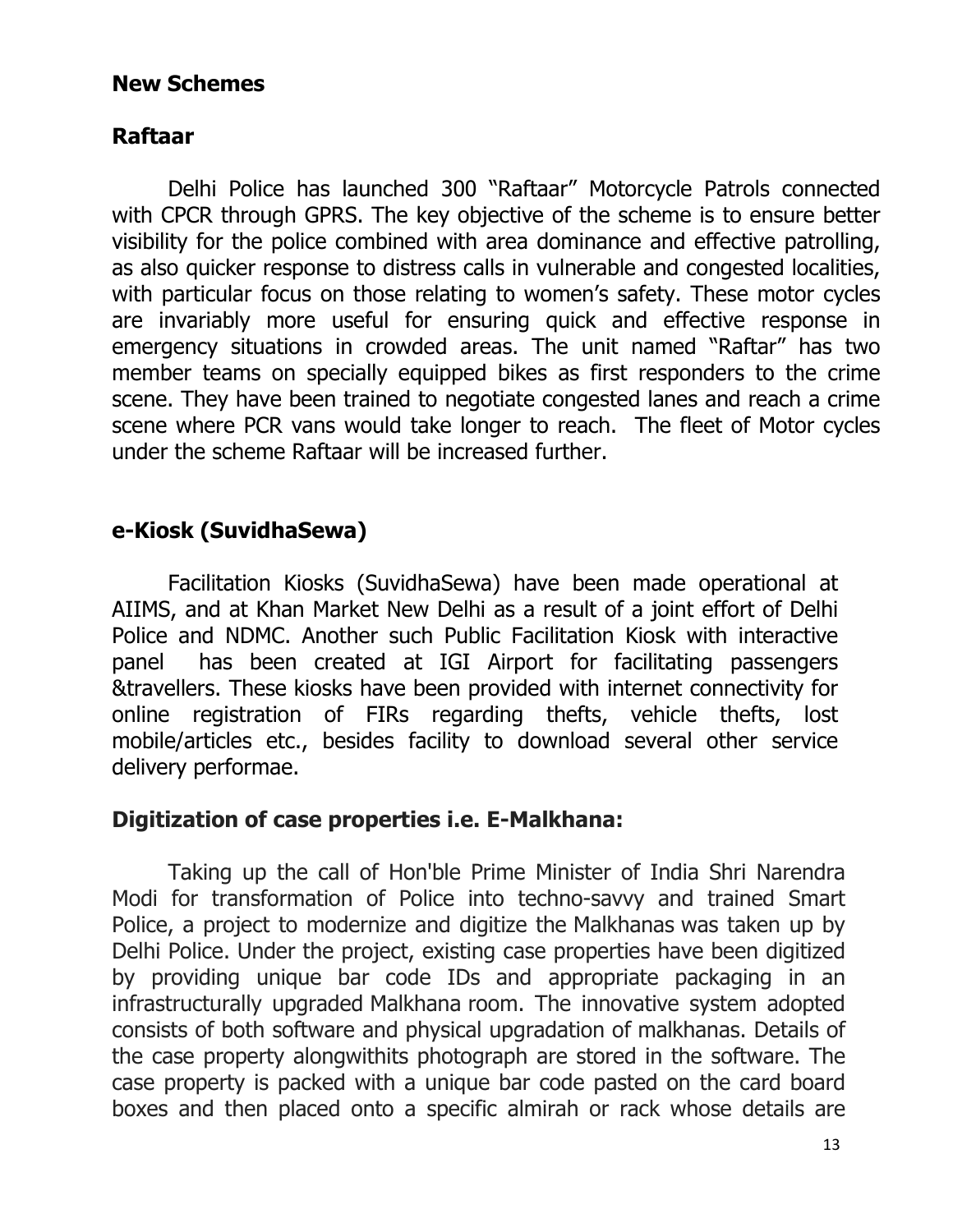## New Schemes

### Raftaar

Delhi Police has launched 300 "Raftaar" Motorcycle Patrols connected with CPCR through GPRS. The key objective of the scheme is to ensure better visibility for the police combined with area dominance and effective patrolling, as also quicker response to distress calls in vulnerable and congested localities, with particular focus on those relating to women's safety. These motor cycles are invariably more useful for ensuring quick and effective response in emergency situations in crowded areas. The unit named "Raftar" has two member teams on specially equipped bikes as first responders to the crime scene. They have been trained to negotiate congested lanes and reach a crime scene where PCR vans would take longer to reach. The fleet of Motor cycles under the scheme Raftaar will be increased further.

### e-Kiosk (SuvidhaSewa)

Facilitation Kiosks (SuvidhaSewa) have been made operational at AIIMS, and at Khan Market New Delhi as a result of a joint effort of Delhi Police and NDMC. Another such Public Facilitation Kiosk with interactive panel has been created at IGI Airport for facilitating passengers &travellers. These kiosks have been provided with internet connectivity for online registration of FIRs regarding thefts, vehicle thefts, lost mobile/articles etc., besides facility to download several other service delivery performae.

### Digitization of case properties i.e. E-Malkhana:

Taking up the call of Hon'ble Prime Minister of India Shri Narendra Modi for transformation of Police into techno-savvy and trained Smart Police, a project to modernize and digitize the Malkhanas was taken up by Delhi Police. Under the project, existing case properties have been digitized by providing unique bar code IDs and appropriate packaging in an infrastructurally upgraded Malkhana room. The innovative system adopted consists of both software and physical upgradation of malkhanas. Details of the case property alongwithits photograph are stored in the software. The case property is packed with a unique bar code pasted on the card board boxes and then placed onto a specific almirah or rack whose details are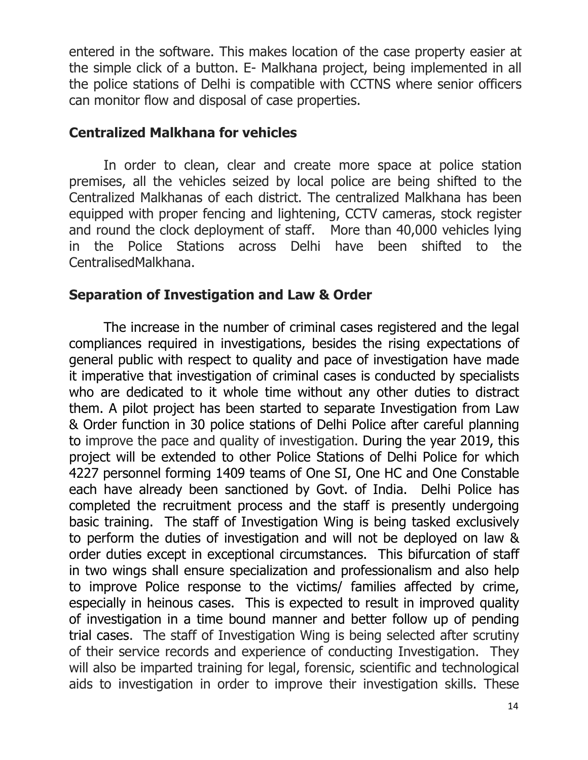entered in the software. This makes location of the case property easier at the simple click of a button. E- Malkhana project, being implemented in all the police stations of Delhi is compatible with CCTNS where senior officers can monitor flow and disposal of case properties.

## Centralized Malkhana for vehicles

In order to clean, clear and create more space at police station premises, all the vehicles seized by local police are being shifted to the Centralized Malkhanas of each district. The centralized Malkhana has been equipped with proper fencing and lightening, CCTV cameras, stock register and round the clock deployment of staff. More than 40,000 vehicles lying in the Police Stations across Delhi have been shifted to the CentralisedMalkhana.

## Separation of Investigation and Law & Order

The increase in the number of criminal cases registered and the legal compliances required in investigations, besides the rising expectations of general public with respect to quality and pace of investigation have made it imperative that investigation of criminal cases is conducted by specialists who are dedicated to it whole time without any other duties to distract them. A pilot project has been started to separate Investigation from Law & Order function in 30 police stations of Delhi Police after careful planning to improve the pace and quality of investigation. During the year 2019, this project will be extended to other Police Stations of Delhi Police for which 4227 personnel forming 1409 teams of One SI, One HC and One Constable each have already been sanctioned by Govt. of India. Delhi Police has completed the recruitment process and the staff is presently undergoing basic training. The staff of Investigation Wing is being tasked exclusively to perform the duties of investigation and will not be deployed on law & order duties except in exceptional circumstances. This bifurcation of staff in two wings shall ensure specialization and professionalism and also help to improve Police response to the victims/ families affected by crime, especially in heinous cases. This is expected to result in improved quality of investigation in a time bound manner and better follow up of pending trial cases. The staff of Investigation Wing is being selected after scrutiny of their service records and experience of conducting Investigation. They will also be imparted training for legal, forensic, scientific and technological aids to investigation in order to improve their investigation skills. These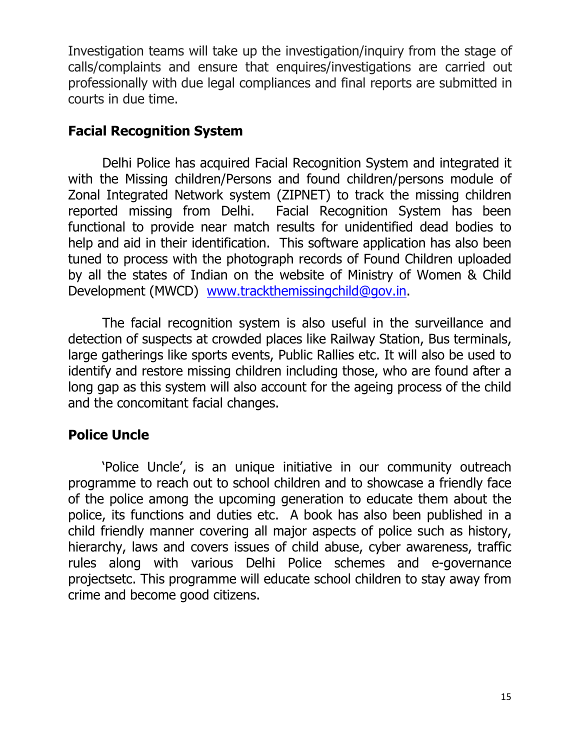Investigation teams will take up the investigation/inquiry from the stage of calls/complaints and ensure that enquires/investigations are carried out professionally with due legal compliances and final reports are submitted in courts in due time.

## Facial Recognition System

Delhi Police has acquired Facial Recognition System and integrated it with the Missing children/Persons and found children/persons module of Zonal Integrated Network system (ZIPNET) to track the missing children reported missing from Delhi. Facial Recognition System has been functional to provide near match results for unidentified dead bodies to help and aid in their identification. This software application has also been tuned to process with the photograph records of Found Children uploaded by all the states of Indian on the website of Ministry of Women & Child Development (MWCD) [www.trackthemissingchild@gov.in](www.trackthemissingchild@gov.in).

The facial recognition system is also useful in the surveillance and detection of suspects at crowded places like Railway Station, Bus terminals, large gatherings like sports events, Public Rallies etc. It will also be used to identify and restore missing children including those, who are found after a long gap as this system will also account for the ageing process of the child and the concomitant facial changes.

## Police Uncle

'Police Uncle', is an unique initiative in our community outreach programme to reach out to school children and to showcase a friendly face of the police among the upcoming generation to educate them about the police, its functions and duties etc. A book has also been published in a child friendly manner covering all major aspects of police such as history, hierarchy, laws and covers issues of child abuse, cyber awareness, traffic rules along with various Delhi Police schemes and e-governance projectsetc. This programme will educate school children to stay away from crime and become good citizens.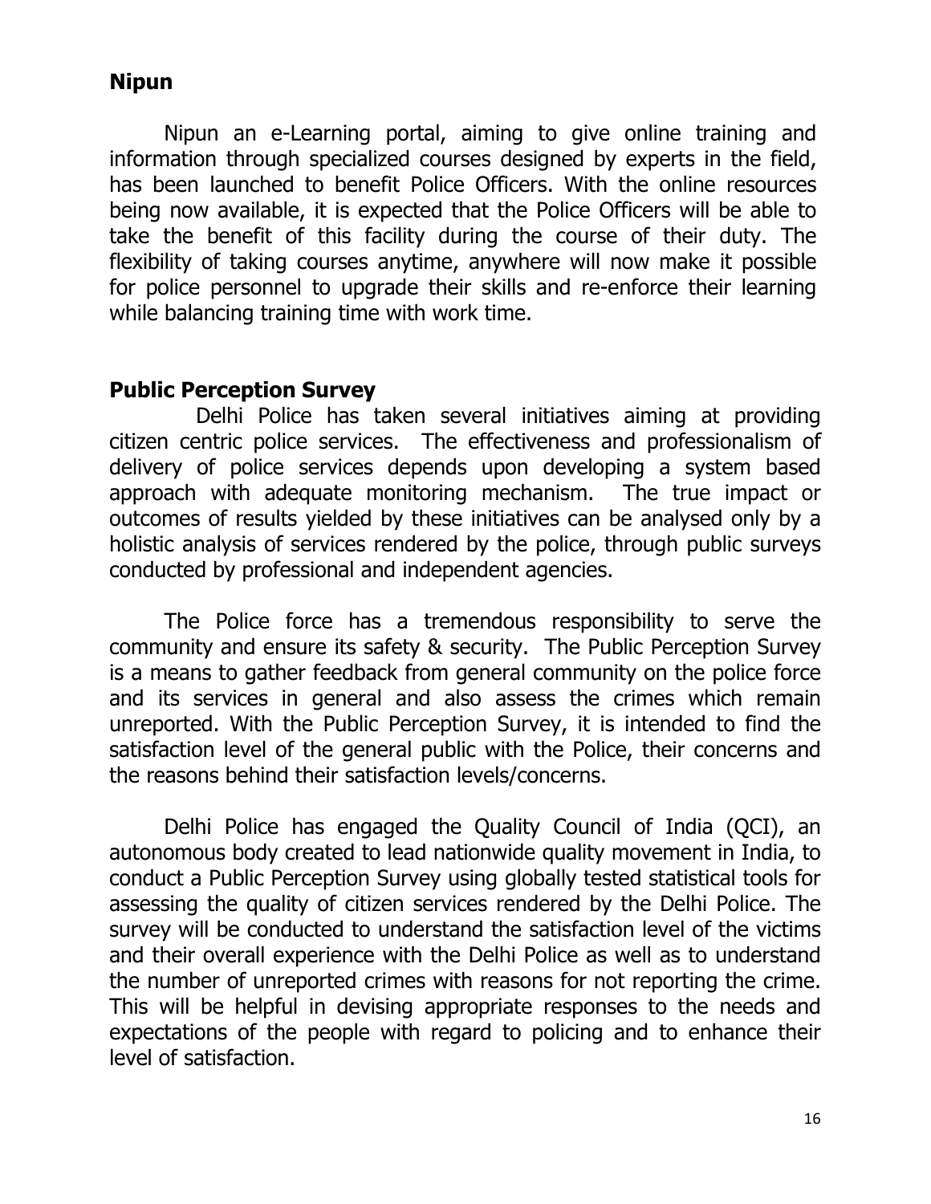## Nipun

Nipun an e-Learning portal, aiming to give online training and information through specialized courses designed by experts in the field, has been launched to benefit Police Officers. With the online resources being now available, it is expected that the Police Officers will be able to take the benefit of this facility during the course of their duty. The flexibility of taking courses anytime, anywhere will now make it possible for police personnel to upgrade their skills and re-enforce their learning while balancing training time with work time.

## Public Perception Survey

Delhi Police has taken several initiatives aiming at providing citizen centric police services. The effectiveness and professionalism of delivery of police services depends upon developing a system based approach with adequate monitoring mechanism. The true impact or outcomes of results yielded by these initiatives can be analysed only by a holistic analysis of services rendered by the police, through public surveys conducted by professional and independent agencies.

The Police force has a tremendous responsibility to serve the community and ensure its safety & security. The Public Perception Survey is a means to gather feedback from general community on the police force and its services in general and also assess the crimes which remain unreported. With the Public Perception Survey, it is intended to find the satisfaction level of the general public with the Police, their concerns and the reasons behind their satisfaction levels/concerns.

Delhi Police has engaged the Quality Council of India (QCI), an autonomous body created to lead nationwide quality movement in India, to conduct a Public Perception Survey using globally tested statistical tools for assessing the quality of citizen services rendered by the Delhi Police. The survey will be conducted to understand the satisfaction level of the victims and their overall experience with the Delhi Police as well as to understand the number of unreported crimes with reasons for not reporting the crime. This will be helpful in devising appropriate responses to the needs and expectations of the people with regard to policing and to enhance their level of satisfaction.